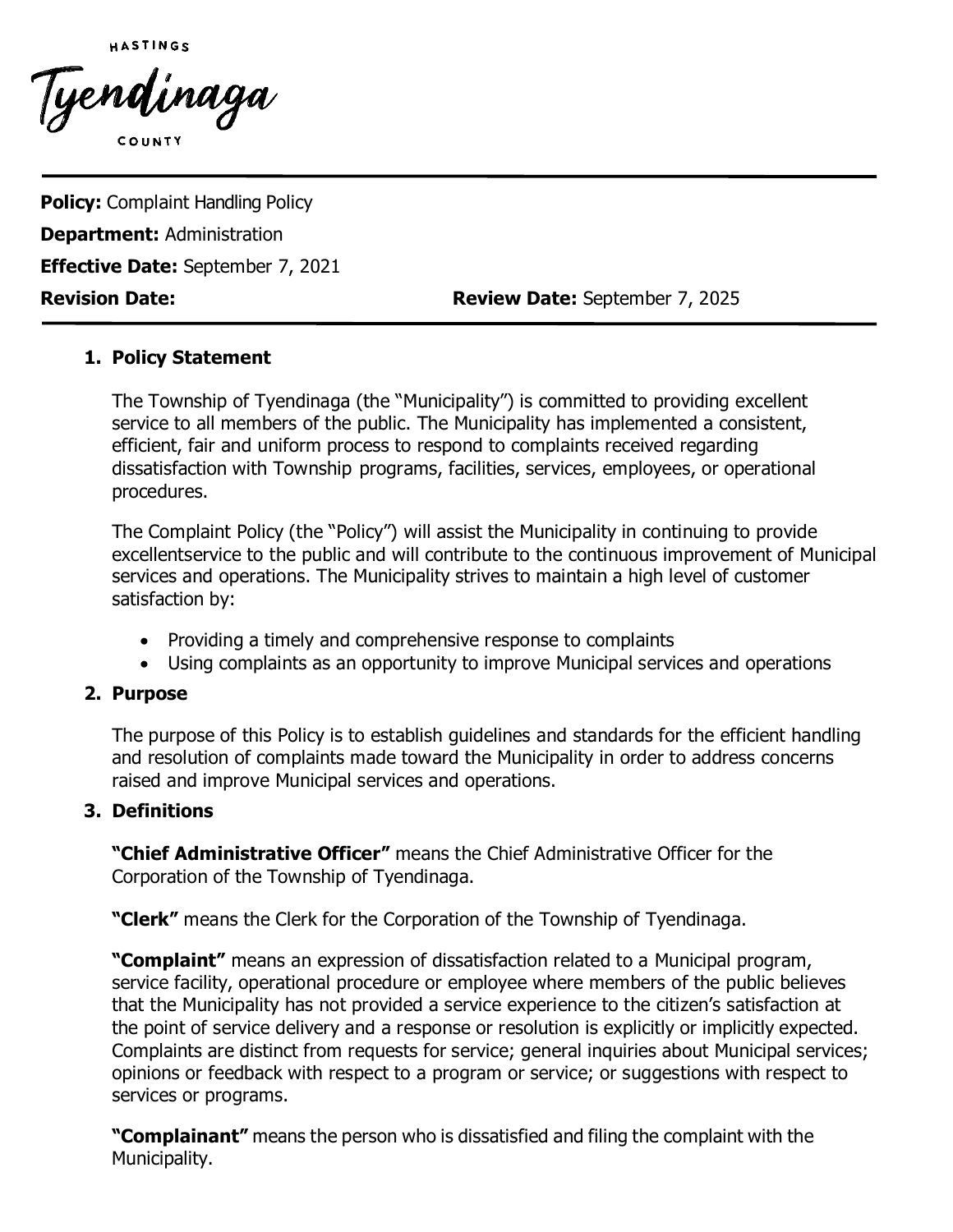HASTINGS

Tyendinaga

COUNTY

**Policy:** Complaint Handling Policy

**Department:** Administration

**Effective Date:** September 7, 2021

**Revision Date:** **Review Date:** September 7, 2025

## 1. Policy Statement

The Township of Tyendinaga (the "Municipality") is committed to providing excellent service to all members of the public. The Municipality has implemented a consistent, efficient, fair and uniform process to respond to complaints received regarding dissatisfaction with Township programs, facilities, services, employees, or operational procedures.

The Complaint Policy (the "Policy") will assist the Municipality in continuing to provide excellentservice to the public and will contribute to the continuous improvement of Municipal services and operations. The Municipality strives to maintain a high level of customer satisfaction by:

- Providing a timely and comprehensive response to complaints
- Using complaints as an opportunity to improve Municipal services and operations

## 2. Purpose

The purpose of this Policy is to establish guidelines and standards for the efficient handling and resolution of complaints made toward the Municipality in order to address concerns raised and improve Municipal services and operations.

## 3. Definitions

**"Chief Administrative Officer"** means the Chief Administrative Officer for the Corporation of the Township of Tyendinaga.

**"Clerk"** means the Clerk for the Corporation of the Township of Tyendinaga.

**"Complaint"** means an expression of dissatisfaction related to a Municipal program, service facility, operational procedure or employee where members of the public believes that the Municipality has not provided a service experience to the citizen's satisfaction at the point of service delivery and a response or resolution is explicitly or implicitly expected. Complaints are distinct from requests for service; general inquiries about Municipal services; opinions or feedback with respect to a program or service; or suggestions with respect to services or programs.

**"Complainant"** means the person who is dissatisfied and filing the complaint with the Municipality.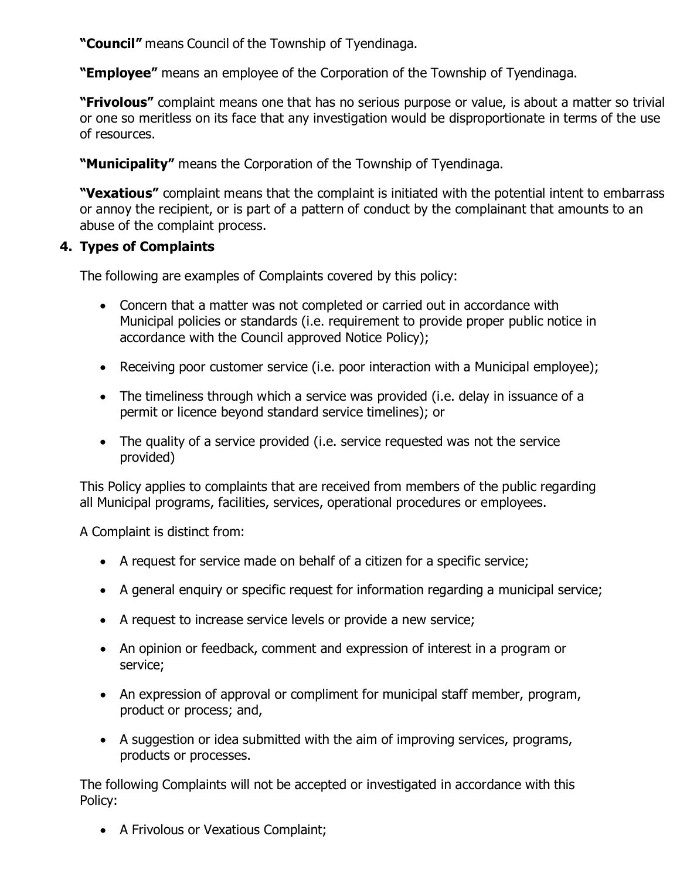**"Council"** means Council of the Township of Tyendinaga.

**"Employee"** means an employee of the Corporation of the Township of Tyendinaga.

**"Frivolous"** complaint means one that has no serious purpose or value, is about a matter so trivial or one so meritless on its face that any investigation would be disproportionate in terms of the use of resources.

**"Municipality"** means the Corporation of the Township of Tyendinaga.

**"Vexatious"** complaint means that the complaint is initiated with the potential intent to embarrass or annoy the recipient, or is part of a pattern of conduct by the complainant that amounts to an abuse of the complaint process.

## 4. Types of Complaints

The following are examples of Complaints covered by this policy:

- Concern that a matter was not completed or carried out in accordance with Municipal policies or standards (i.e. requirement to provide proper public notice in accordance with the Council approved Notice Policy);
- Receiving poor customer service (i.e. poor interaction with a Municipal employee);
- The timeliness through which a service was provided (i.e. delay in issuance of a permit or licence beyond standard service timelines); or
- The quality of a service provided (i.e. service requested was not the service provided)

This Policy applies to complaints that are received from members of the public regarding all Municipal programs, facilities, services, operational procedures or employees.

A Complaint is distinct from:

- A request for service made on behalf of a citizen for a specific service;
- A general enquiry or specific request for information regarding a municipal service;
- A request to increase service levels or provide a new service;
- An opinion or feedback, comment and expression of interest in a program or service;
- An expression of approval or compliment for municipal staff member, program, product or process; and,
- A suggestion or idea submitted with the aim of improving services, programs, products or processes.

The following Complaints will not be accepted or investigated in accordance with this Policy:

- A Frivolous or Vexatious Complaint;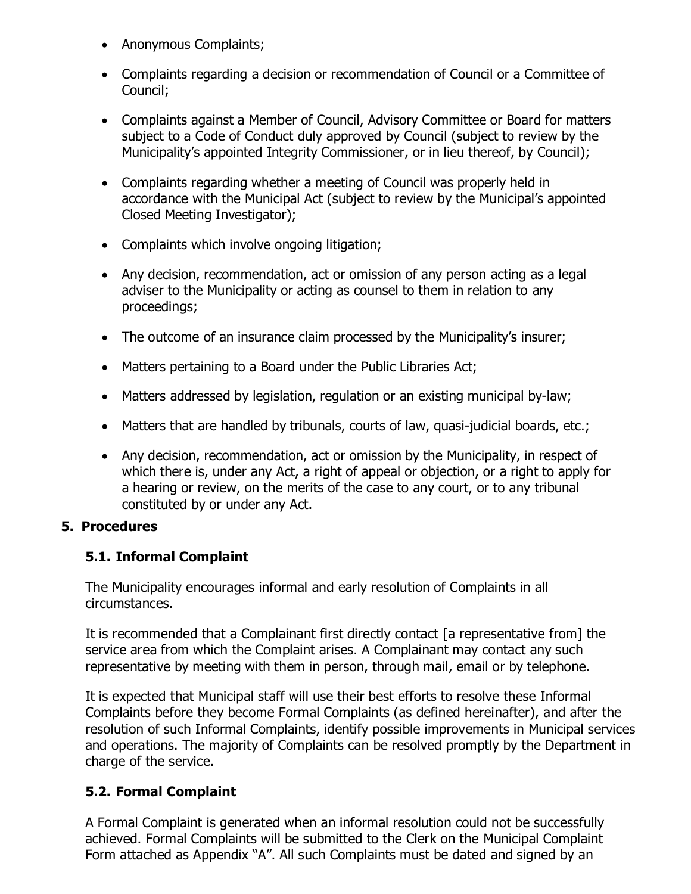- Anonymous Complaints;
- Complaints regarding a decision or recommendation of Council or a Committee of Council;
- Complaints against a Member of Council, Advisory Committee or Board for matters subject to a Code of Conduct duly approved by Council (subject to review by the Municipality's appointed Integrity Commissioner, or in lieu thereof, by Council);
- Complaints regarding whether a meeting of Council was properly held in accordance with the Municipal Act (subject to review by the Municipal's appointed Closed Meeting Investigator);
- Complaints which involve ongoing litigation;
- Any decision, recommendation, act or omission of any person acting as a legal adviser to the Municipality or acting as counsel to them in relation to any proceedings;
- The outcome of an insurance claim processed by the Municipality's insurer;
- Matters pertaining to a Board under the Public Libraries Act;
- Matters addressed by legislation, regulation or an existing municipal by-law;
- Matters that are handled by tribunals, courts of law, quasi-judicial boards, etc.;
- Any decision, recommendation, act or omission by the Municipality, in respect of which there is, under any Act, a right of appeal or objection, or a right to apply for a hearing or review, on the merits of the case to any court, or to any tribunal constituted by or under any Act.

## 5. Procedures

### 5.1. Informal Complaint

The Municipality encourages informal and early resolution of Complaints in all circumstances.

It is recommended that a Complainant first directly contact [a representative from] the service area from which the Complaint arises. A Complainant may contact any such representative by meeting with them in person, through mail, email or by telephone.

It is expected that Municipal staff will use their best efforts to resolve these Informal Complaints before they become Formal Complaints (as defined hereinafter), and after the resolution of such Informal Complaints, identify possible improvements in Municipal services and operations. The majority of Complaints can be resolved promptly by the Department in charge of the service.

### 5.2. Formal Complaint

A Formal Complaint is generated when an informal resolution could not be successfully achieved. Formal Complaints will be submitted to the Clerk on the Municipal Complaint Form attached as Appendix "A". All such Complaints must be dated and signed by an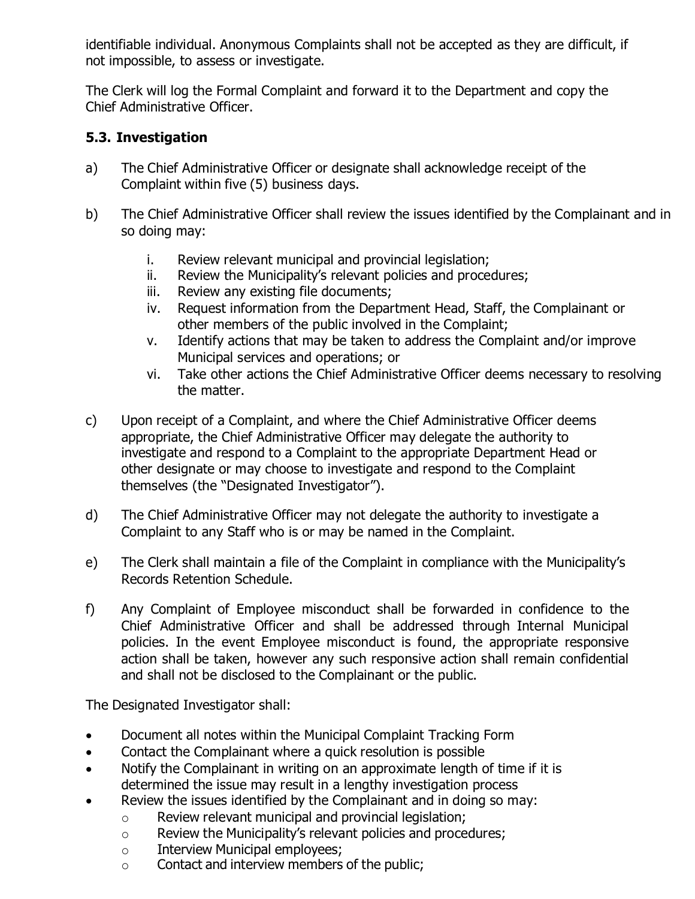identifiable individual. Anonymous Complaints shall not be accepted as they are difficult, if not impossible, to assess or investigate.

The Clerk will log the Formal Complaint and forward it to the Department and copy the Chief Administrative Officer.

### 5.3. Investigation

a) The Chief Administrative Officer or designate shall acknowledge receipt of the Complaint within five (5) business days.

b) The Chief Administrative Officer shall review the issues identified by the Complainant and in so doing may:

   i. Review relevant municipal and provincial legislation;
   ii. Review the Municipality's relevant policies and procedures;
   iii. Review any existing file documents;
   iv. Request information from the Department Head, Staff, the Complainant or other members of the public involved in the Complaint;
   v. Identify actions that may be taken to address the Complaint and/or improve Municipal services and operations; or
   vi. Take other actions the Chief Administrative Officer deems necessary to resolving the matter.

c) Upon receipt of a Complaint, and where the Chief Administrative Officer deems appropriate, the Chief Administrative Officer may delegate the authority to investigate and respond to a Complaint to the appropriate Department Head or other designate or may choose to investigate and respond to the Complaint themselves (the "Designated Investigator").

d) The Chief Administrative Officer may not delegate the authority to investigate a Complaint to any Staff who is or may be named in the Complaint.

e) The Clerk shall maintain a file of the Complaint in compliance with the Municipality's Records Retention Schedule.

f) Any Complaint of Employee misconduct shall be forwarded in confidence to the Chief Administrative Officer and shall be addressed through Internal Municipal policies. In the event Employee misconduct is found, the appropriate responsive action shall be taken, however any such responsive action shall remain confidential and shall not be disclosed to the Complainant or the public.

The Designated Investigator shall:

- Document all notes within the Municipal Complaint Tracking Form
- Contact the Complainant where a quick resolution is possible
- Notify the Complainant in writing on an approximate length of time if it is determined the issue may result in a lengthy investigation process
- Review the issues identified by the Complainant and in doing so may:
  - Review relevant municipal and provincial legislation;
  - Review the Municipality's relevant policies and procedures;
  - Interview Municipal employees;
  - Contact and interview members of the public;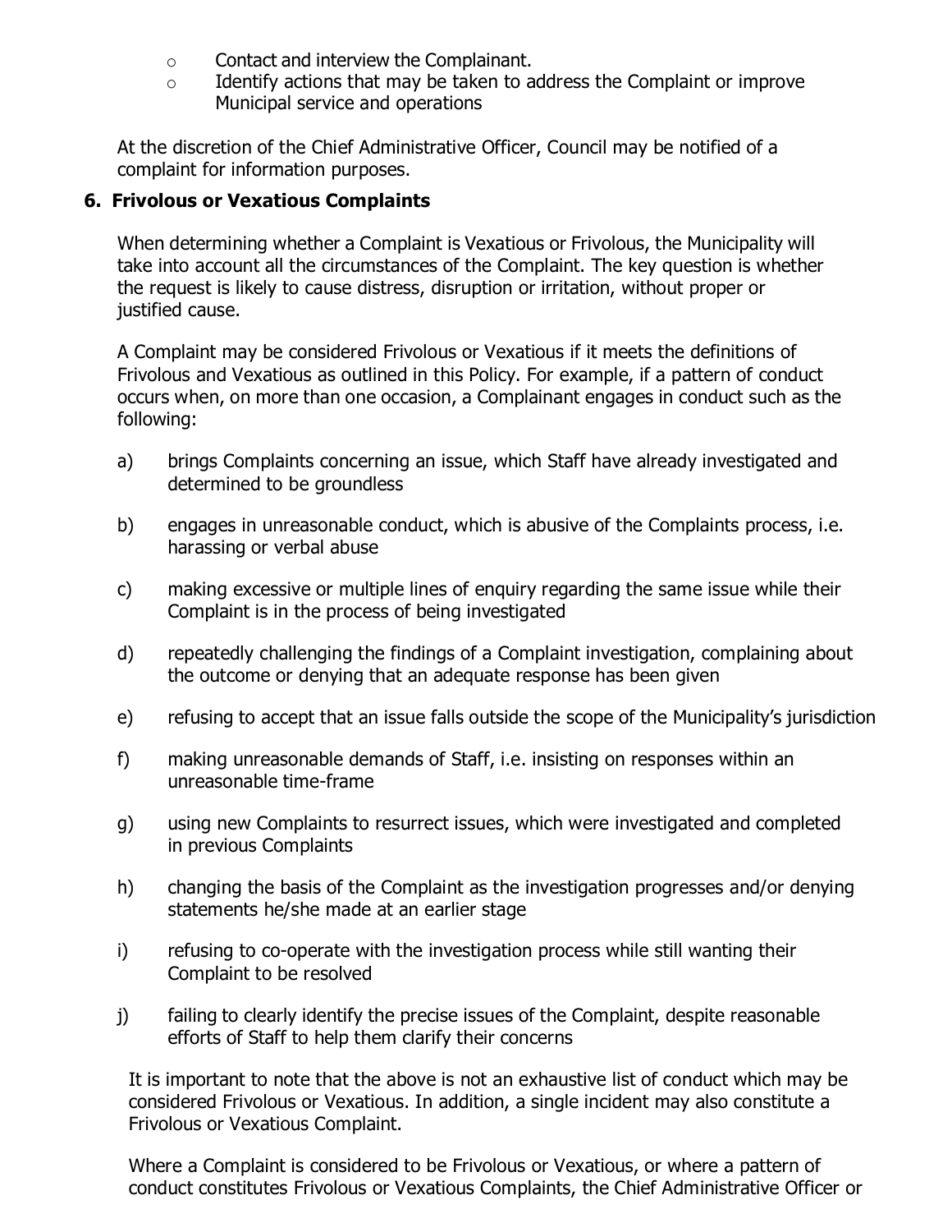- Contact and interview the Complainant.
- Identify actions that may be taken to address the Complaint or improve Municipal service and operations

At the discretion of the Chief Administrative Officer, Council may be notified of a complaint for information purposes.

### 6. Frivolous or Vexatious Complaints

When determining whether a Complaint is Vexatious or Frivolous, the Municipality will take into account all the circumstances of the Complaint. The key question is whether the request is likely to cause distress, disruption or irritation, without proper or justified cause.

A Complaint may be considered Frivolous or Vexatious if it meets the definitions of Frivolous and Vexatious as outlined in this Policy. For example, if a pattern of conduct occurs when, on more than one occasion, a Complainant engages in conduct such as the following:

a) brings Complaints concerning an issue, which Staff have already investigated and determined to be groundless

b) engages in unreasonable conduct, which is abusive of the Complaints process, i.e. harassing or verbal abuse

c) making excessive or multiple lines of enquiry regarding the same issue while their Complaint is in the process of being investigated

d) repeatedly challenging the findings of a Complaint investigation, complaining about the outcome or denying that an adequate response has been given

e) refusing to accept that an issue falls outside the scope of the Municipality's jurisdiction

f) making unreasonable demands of Staff, i.e. insisting on responses within an unreasonable time-frame

g) using new Complaints to resurrect issues, which were investigated and completed in previous Complaints

h) changing the basis of the Complaint as the investigation progresses and/or denying statements he/she made at an earlier stage

i) refusing to co-operate with the investigation process while still wanting their Complaint to be resolved

j) failing to clearly identify the precise issues of the Complaint, despite reasonable efforts of Staff to help them clarify their concerns

It is important to note that the above is not an exhaustive list of conduct which may be considered Frivolous or Vexatious. In addition, a single incident may also constitute a Frivolous or Vexatious Complaint.

Where a Complaint is considered to be Frivolous or Vexatious, or where a pattern of conduct constitutes Frivolous or Vexatious Complaints, the Chief Administrative Officer or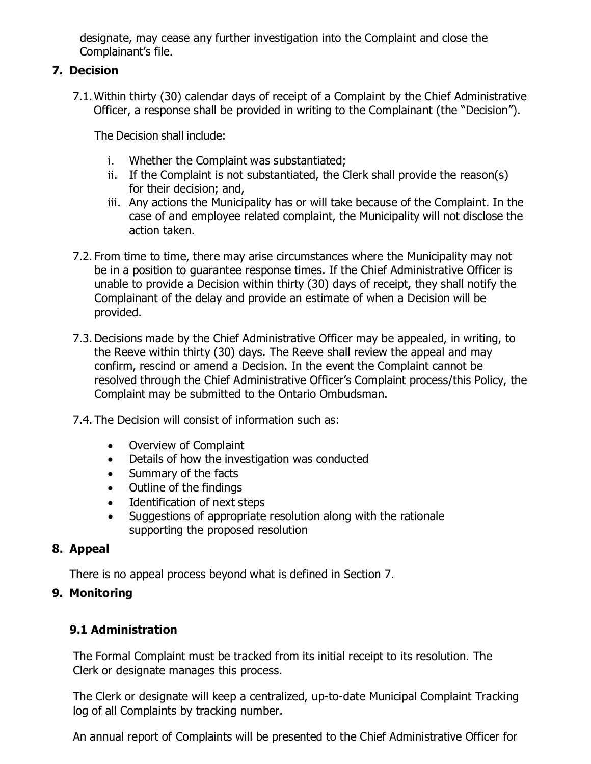designate, may cease any further investigation into the Complaint and close the Complainant's file.

## 7. Decision

7.1. Within thirty (30) calendar days of receipt of a Complaint by the Chief Administrative Officer, a response shall be provided in writing to the Complainant (the "Decision").

The Decision shall include:

i. Whether the Complaint was substantiated;
ii. If the Complaint is not substantiated, the Clerk shall provide the reason(s) for their decision; and,
iii. Any actions the Municipality has or will take because of the Complaint. In the case of and employee related complaint, the Municipality will not disclose the action taken.

7.2. From time to time, there may arise circumstances where the Municipality may not be in a position to guarantee response times. If the Chief Administrative Officer is unable to provide a Decision within thirty (30) days of receipt, they shall notify the Complainant of the delay and provide an estimate of when a Decision will be provided.

7.3. Decisions made by the Chief Administrative Officer may be appealed, in writing, to the Reeve within thirty (30) days. The Reeve shall review the appeal and may confirm, rescind or amend a Decision. In the event the Complaint cannot be resolved through the Chief Administrative Officer's Complaint process/this Policy, the Complaint may be submitted to the Ontario Ombudsman.

7.4. The Decision will consist of information such as:

- Overview of Complaint
- Details of how the investigation was conducted
- Summary of the facts
- Outline of the findings
- Identification of next steps
- Suggestions of appropriate resolution along with the rationale supporting the proposed resolution

## 8. Appeal

There is no appeal process beyond what is defined in Section 7.

## 9. Monitoring

### 9.1 Administration

The Formal Complaint must be tracked from its initial receipt to its resolution. The Clerk or designate manages this process.

The Clerk or designate will keep a centralized, up-to-date Municipal Complaint Tracking log of all Complaints by tracking number.

An annual report of Complaints will be presented to the Chief Administrative Officer for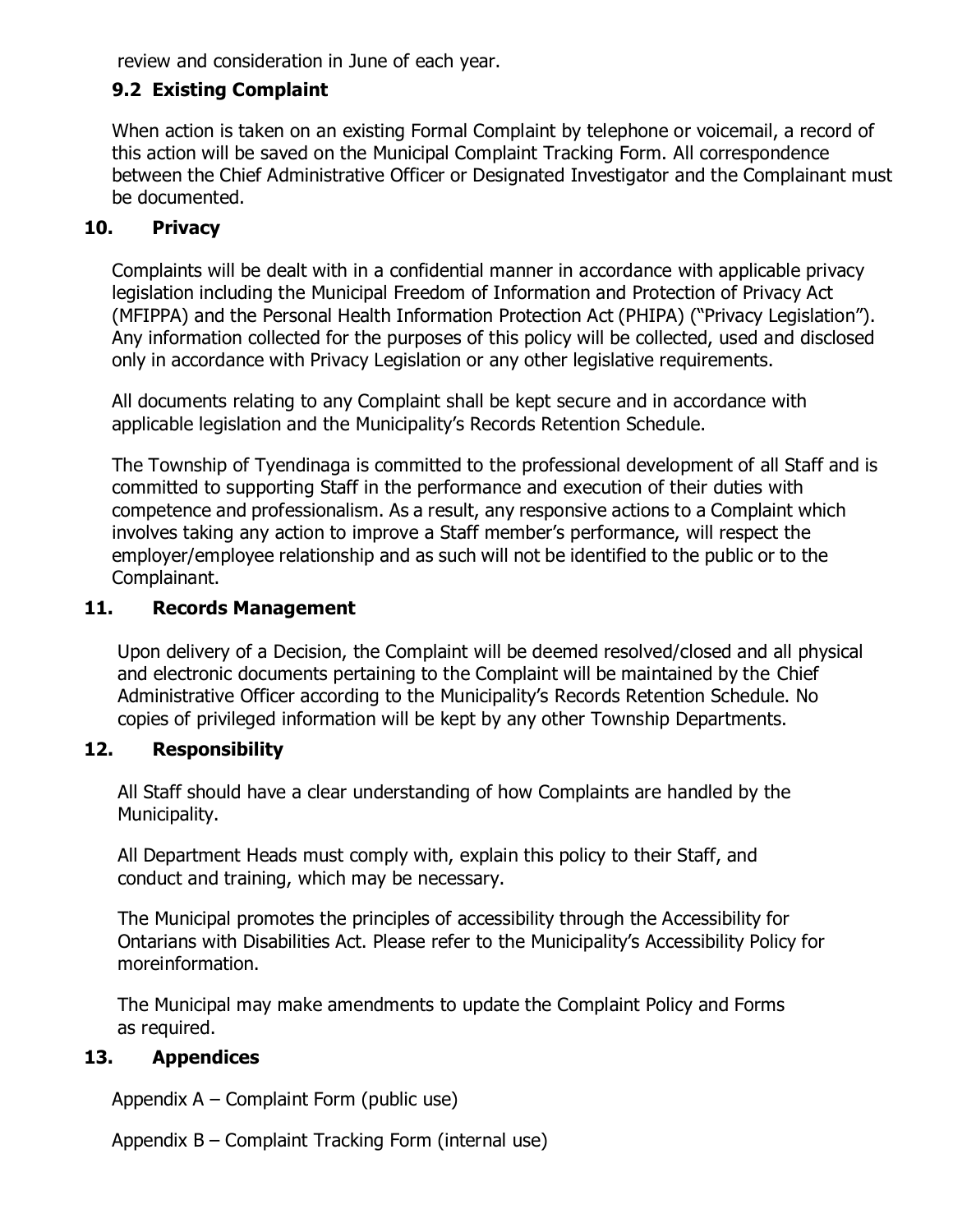review and consideration in June of each year.

### 9.2 Existing Complaint

When action is taken on an existing Formal Complaint by telephone or voicemail, a record of this action will be saved on the Municipal Complaint Tracking Form. All correspondence between the Chief Administrative Officer or Designated Investigator and the Complainant must be documented.

## 10. Privacy

Complaints will be dealt with in a confidential manner in accordance with applicable privacy legislation including the Municipal Freedom of Information and Protection of Privacy Act (MFIPPA) and the Personal Health Information Protection Act (PHIPA) ("Privacy Legislation"). Any information collected for the purposes of this policy will be collected, used and disclosed only in accordance with Privacy Legislation or any other legislative requirements.

All documents relating to any Complaint shall be kept secure and in accordance with applicable legislation and the Municipality's Records Retention Schedule.

The Township of Tyendinaga is committed to the professional development of all Staff and is committed to supporting Staff in the performance and execution of their duties with competence and professionalism. As a result, any responsive actions to a Complaint which involves taking any action to improve a Staff member's performance, will respect the employer/employee relationship and as such will not be identified to the public or to the Complainant.

## 11. Records Management

Upon delivery of a Decision, the Complaint will be deemed resolved/closed and all physical and electronic documents pertaining to the Complaint will be maintained by the Chief Administrative Officer according to the Municipality's Records Retention Schedule. No copies of privileged information will be kept by any other Township Departments.

## 12. Responsibility

All Staff should have a clear understanding of how Complaints are handled by the Municipality.

All Department Heads must comply with, explain this policy to their Staff, and conduct and training, which may be necessary.

The Municipal promotes the principles of accessibility through the Accessibility for Ontarians with Disabilities Act. Please refer to the Municipality's Accessibility Policy for moreinformation.

The Municipal may make amendments to update the Complaint Policy and Forms as required.

## 13. Appendices

Appendix A – Complaint Form (public use)

Appendix B – Complaint Tracking Form (internal use)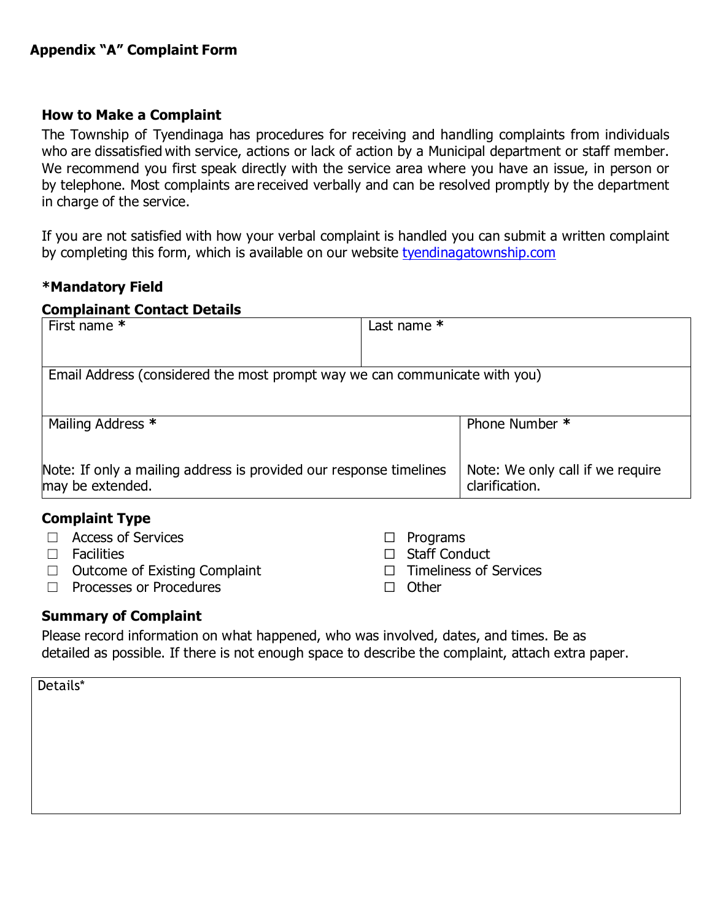## Appendix "A" Complaint Form

### How to Make a Complaint

The Township of Tyendinaga has procedures for receiving and handling complaints from individuals who are dissatisfied with service, actions or lack of action by a Municipal department or staff member. We recommend you first speak directly with the service area where you have an issue, in person or by telephone. Most complaints are received verbally and can be resolved promptly by the department in charge of the service.

If you are not satisfied with how your verbal complaint is handled you can submit a written complaint by completing this form, which is available on our website [tyendinagatownship.com](tyendinagatownship.com)

**\*Mandatory Field**

**Complainant Contact Details**

| First name * | Last name * |
|---|---|
| Email Address (considered the most prompt way we can communicate with you) | |
| Mailing Address * <br><br> Note: If only a mailing address is provided our response timelines may be extended. | Phone Number * <br><br> Note: We only call if we require clarification. |

**Complaint Type**

- ☐ Access of Services
- ☐ Facilities
- ☐ Outcome of Existing Complaint
- ☐ Processes or Procedures
- ☐ Programs
- ☐ Staff Conduct
- ☐ Timeliness of Services
- ☐ Other

**Summary of Complaint**

Please record information on what happened, who was involved, dates, and times. Be as detailed as possible. If there is not enough space to describe the complaint, attach extra paper.

| Details* |
|---|
| |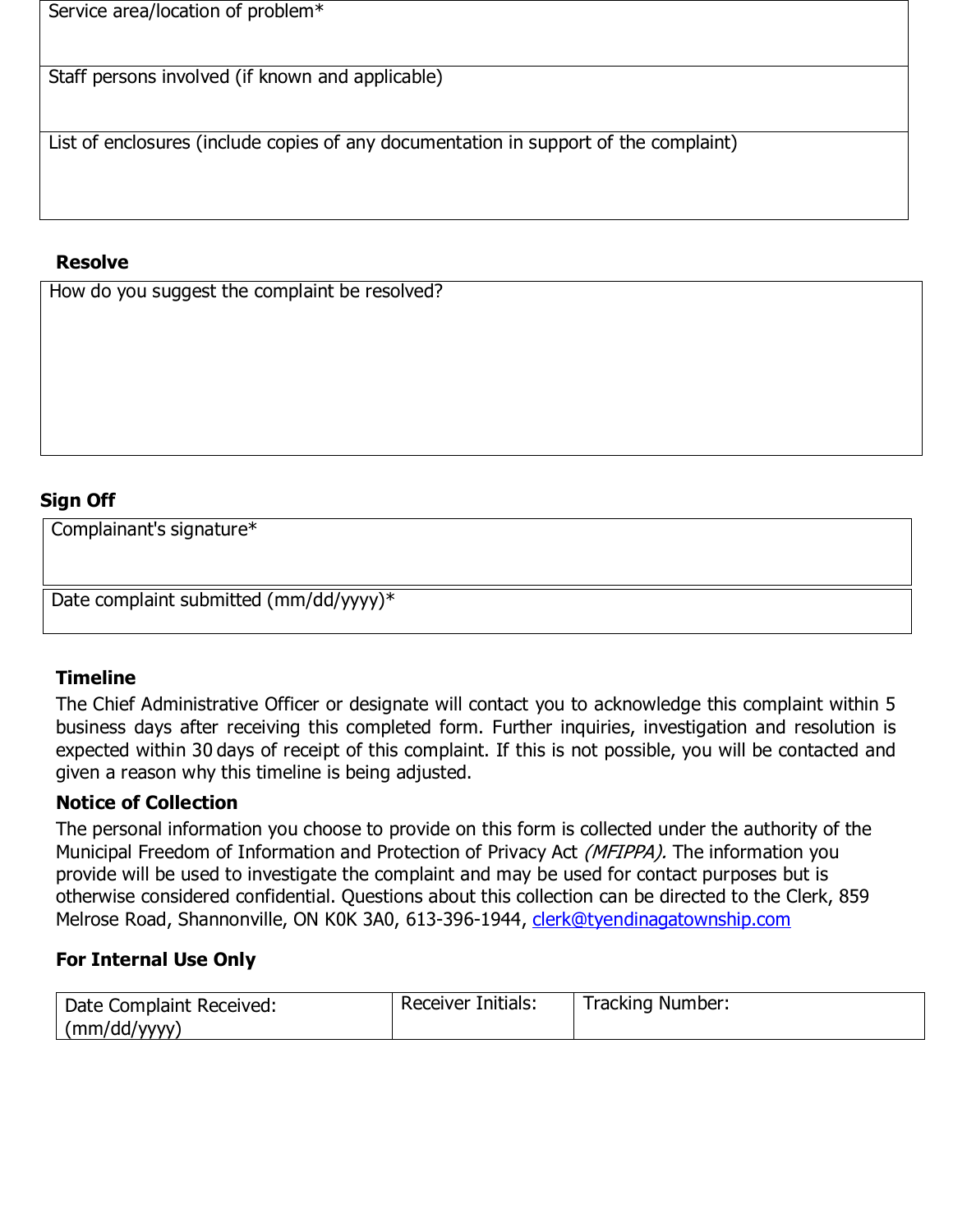| Service area/location of problem* |
| --- |
| Staff persons involved (if known and applicable) |
| List of enclosures (include copies of any documentation in support of the complaint) |

**Resolve**

| How do you suggest the complaint be resolved? |
| --- |

**Sign Off**

| Complainant's signature* |
| --- |
| Date complaint submitted (mm/dd/yyyy)* |

**Timeline**

The Chief Administrative Officer or designate will contact you to acknowledge this complaint within 5 business days after receiving this completed form. Further inquiries, investigation and resolution is expected within 30 days of receipt of this complaint. If this is not possible, you will be contacted and given a reason why this timeline is being adjusted.

**Notice of Collection**

The personal information you choose to provide on this form is collected under the authority of the Municipal Freedom of Information and Protection of Privacy Act *(MFIPPA).* The information you provide will be used to investigate the complaint and may be used for contact purposes but is otherwise considered confidential. Questions about this collection can be directed to the Clerk, 859 Melrose Road, Shannonville, ON K0K 3A0, 613-396-1944, clerk@tyendinagatownship.com

**For Internal Use Only**

| Date Complaint Received: (mm/dd/yyyy) | Receiver Initials: | Tracking Number: |
| --- | --- | --- |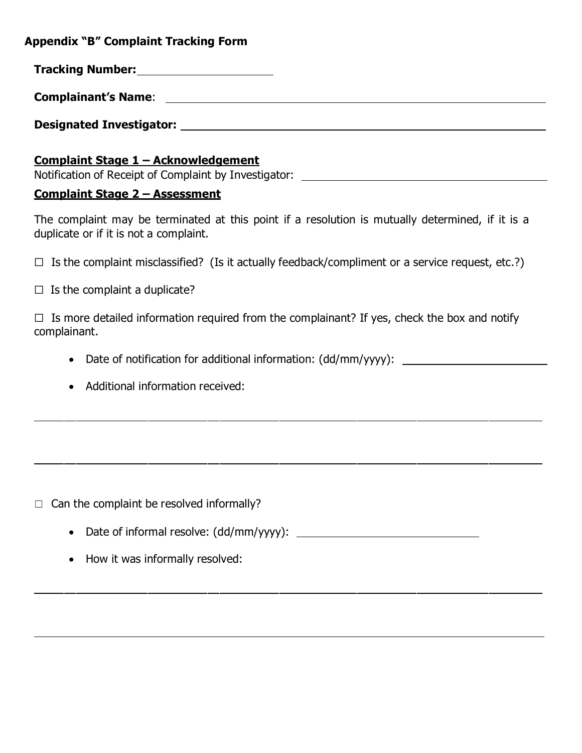## Appendix "B" Complaint Tracking Form

**Tracking Number:** \_\_\_\_\_\_\_\_\_\_\_\_\_\_\_\_\_\_\_\_

**Complainant's Name**: \_\_\_\_\_\_\_\_\_\_\_\_\_\_\_\_\_\_\_\_

**Designated Investigator:** \_\_\_\_\_\_\_\_\_\_\_\_\_\_\_\_\_\_\_\_

### Complaint Stage 1 – Acknowledgement

Notification of Receipt of Complaint by Investigator: \_\_\_\_\_\_\_\_\_\_\_\_\_\_\_\_\_\_\_\_

### Complaint Stage 2 – Assessment

The complaint may be terminated at this point if a resolution is mutually determined, if it is a duplicate or if it is not a complaint.

☐ Is the complaint misclassified? (Is it actually feedback/compliment or a service request, etc.?)

☐ Is the complaint a duplicate?

☐ Is more detailed information required from the complainant? If yes, check the box and notify complainant.

- Date of notification for additional information: (dd/mm/yyyy): \_\_\_\_\_\_\_\_\_\_\_\_\_\_\_\_\_\_\_\_
- Additional information received:

\_\_\_\_\_\_\_\_\_\_\_\_\_\_\_\_\_\_\_\_\_\_\_\_\_\_\_\_\_\_\_\_\_\_\_\_\_\_\_\_\_\_\_\_\_\_\_\_\_\_\_\_\_\_\_\_\_\_\_\_

\_\_\_\_\_\_\_\_\_\_\_\_\_\_\_\_\_\_\_\_\_\_\_\_\_\_\_\_\_\_\_\_\_\_\_\_\_\_\_\_\_\_\_\_\_\_\_\_\_\_\_\_\_\_\_\_\_\_\_\_

☐ Can the complaint be resolved informally?

- Date of informal resolve: (dd/mm/yyyy): \_\_\_\_\_\_\_\_\_\_\_\_\_\_\_\_\_\_\_\_
- How it was informally resolved:

\_\_\_\_\_\_\_\_\_\_\_\_\_\_\_\_\_\_\_\_\_\_\_\_\_\_\_\_\_\_\_\_\_\_\_\_\_\_\_\_\_\_\_\_\_\_\_\_\_\_\_\_\_\_\_\_\_\_\_\_

\_\_\_\_\_\_\_\_\_\_\_\_\_\_\_\_\_\_\_\_\_\_\_\_\_\_\_\_\_\_\_\_\_\_\_\_\_\_\_\_\_\_\_\_\_\_\_\_\_\_\_\_\_\_\_\_\_\_\_\_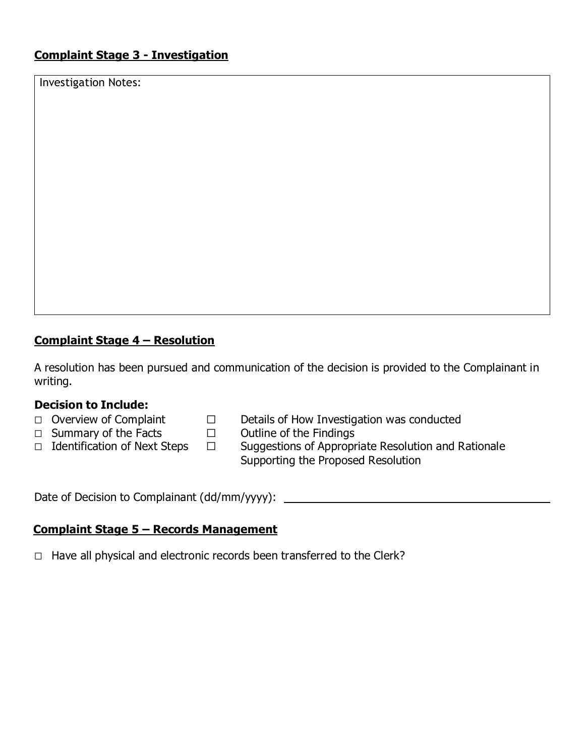**Complaint Stage 3 - Investigation**

| Investigation Notes: |
| --- |
| |

**Complaint Stage 4 – Resolution**

A resolution has been pursued and communication of the decision is provided to the Complainant in writing.

**Decision to Include:**

- ☐ Overview of Complaint
- ☐ Summary of the Facts
- ☐ Identification of Next Steps
- ☐ Details of How Investigation was conducted
- ☐ Outline of the Findings
- ☐ Suggestions of Appropriate Resolution and Rationale Supporting the Proposed Resolution

Date of Decision to Complainant (dd/mm/yyyy): ______________________________

**Complaint Stage 5 – Records Management**

☐ Have all physical and electronic records been transferred to the Clerk?